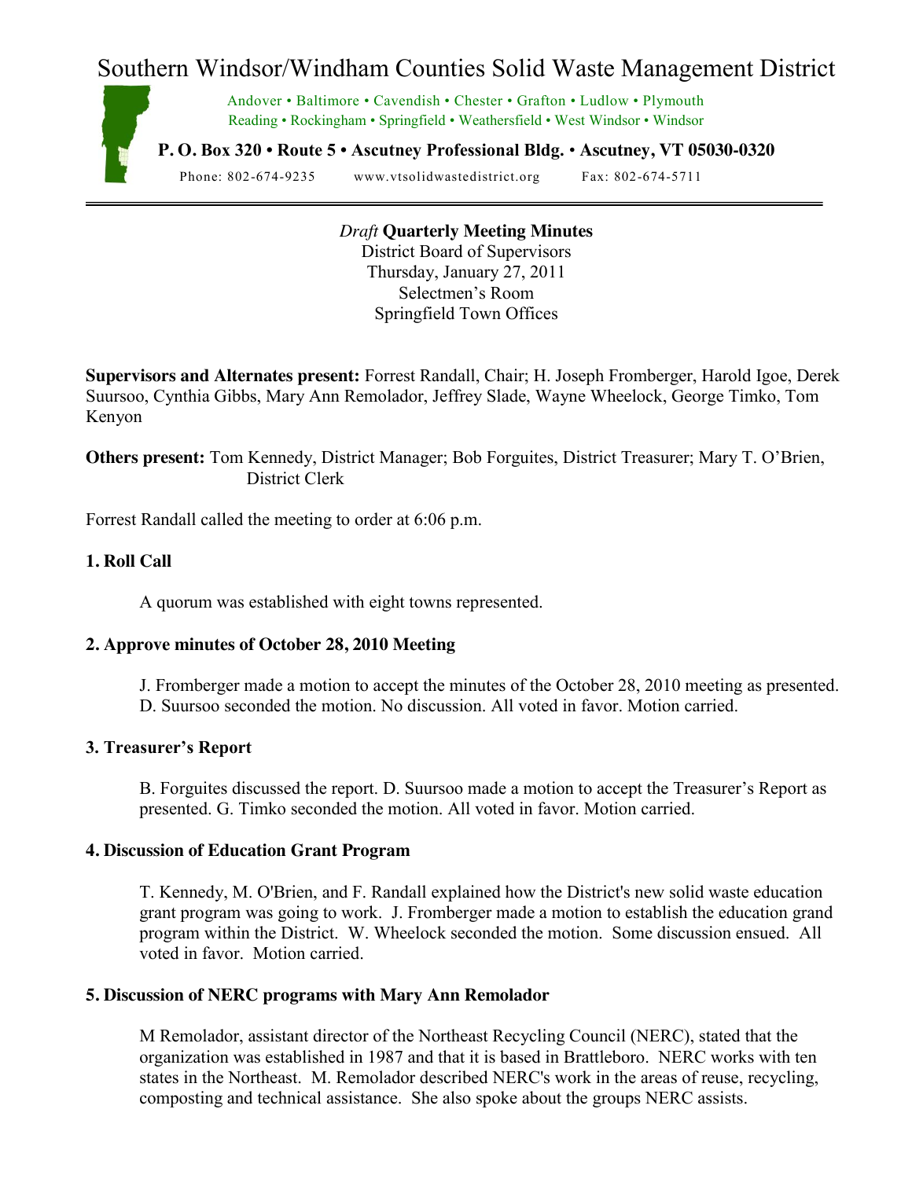# Southern Windsor/Windham Counties Solid Waste Management District

Andover • Baltimore • Cavendish • Chester • Grafton • Ludlow • Plymouth
Reading • Rockingham • Springfield • Weathersfield • West Windsor • Windsor

**P. O. Box 320 • Route 5 • Ascutney Professional Bldg. • Ascutney, VT 05030-0320**

Phone: 802-674-9235 www.vtsolidwastedistrict.org Fax: 802-674-5711

---

*Draft* **Quarterly Meeting Minutes**
District Board of Supervisors
Thursday, January 27, 2011
Selectmen's Room
Springfield Town Offices

**Supervisors and Alternates present:** Forrest Randall, Chair; H. Joseph Fromberger, Harold Igoe, Derek Suursoo, Cynthia Gibbs, Mary Ann Remolador, Jeffrey Slade, Wayne Wheelock, George Timko, Tom Kenyon

**Others present:** Tom Kennedy, District Manager; Bob Forguites, District Treasurer; Mary T. O'Brien, District Clerk

Forrest Randall called the meeting to order at 6:06 p.m.

**1. Roll Call**

A quorum was established with eight towns represented.

**2. Approve minutes of October 28, 2010 Meeting**

J. Fromberger made a motion to accept the minutes of the October 28, 2010 meeting as presented. D. Suursoo seconded the motion. No discussion. All voted in favor. Motion carried.

**3. Treasurer's Report**

B. Forguites discussed the report. D. Suursoo made a motion to accept the Treasurer's Report as presented. G. Timko seconded the motion. All voted in favor. Motion carried.

**4. Discussion of Education Grant Program**

T. Kennedy, M. O'Brien, and F. Randall explained how the District's new solid waste education grant program was going to work. J. Fromberger made a motion to establish the education grand program within the District. W. Wheelock seconded the motion. Some discussion ensued. All voted in favor. Motion carried.

**5. Discussion of NERC programs with Mary Ann Remolador**

M Remolador, assistant director of the Northeast Recycling Council (NERC), stated that the organization was established in 1987 and that it is based in Brattleboro. NERC works with ten states in the Northeast. M. Remolador described NERC's work in the areas of reuse, recycling, composting and technical assistance. She also spoke about the groups NERC assists.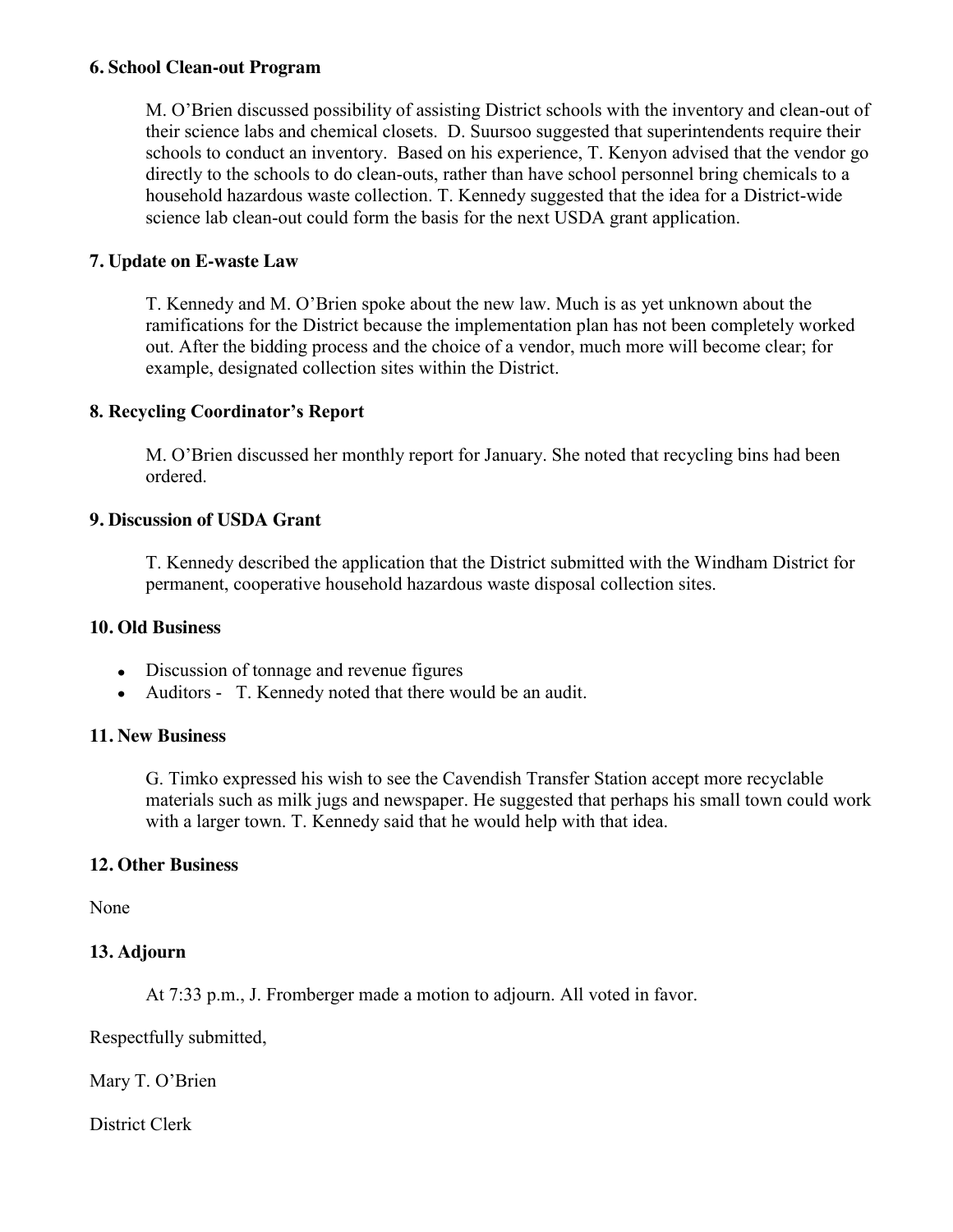### 6. School Clean-out Program

M. O'Brien discussed possibility of assisting District schools with the inventory and clean-out of their science labs and chemical closets. D. Suursoo suggested that superintendents require their schools to conduct an inventory. Based on his experience, T. Kenyon advised that the vendor go directly to the schools to do clean-outs, rather than have school personnel bring chemicals to a household hazardous waste collection. T. Kennedy suggested that the idea for a District-wide science lab clean-out could form the basis for the next USDA grant application.

### 7. Update on E-waste Law

T. Kennedy and M. O'Brien spoke about the new law. Much is as yet unknown about the ramifications for the District because the implementation plan has not been completely worked out. After the bidding process and the choice of a vendor, much more will become clear; for example, designated collection sites within the District.

### 8. Recycling Coordinator's Report

M. O'Brien discussed her monthly report for January. She noted that recycling bins had been ordered.

### 9. Discussion of USDA Grant

T. Kennedy described the application that the District submitted with the Windham District for permanent, cooperative household hazardous waste disposal collection sites.

### 10. Old Business

- Discussion of tonnage and revenue figures
- Auditors - T. Kennedy noted that there would be an audit.

### 11. New Business

G. Timko expressed his wish to see the Cavendish Transfer Station accept more recyclable materials such as milk jugs and newspaper. He suggested that perhaps his small town could work with a larger town. T. Kennedy said that he would help with that idea.

### 12. Other Business

None

### 13. Adjourn

At 7:33 p.m., J. Fromberger made a motion to adjourn. All voted in favor.

Respectfully submitted,

Mary T. O'Brien

District Clerk